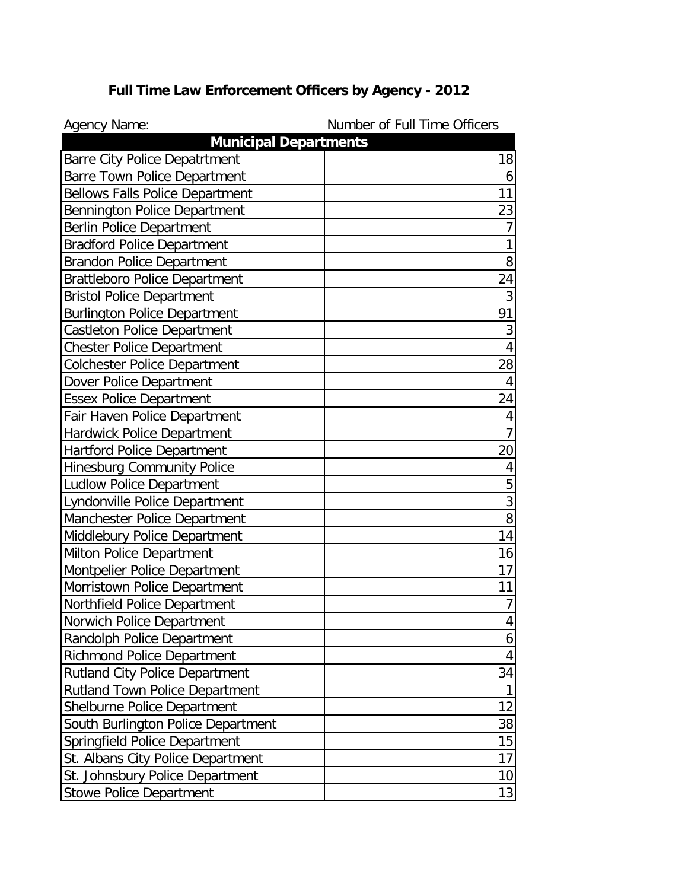# Full Time Law Enforcement Officers by Agency - 2012

| Agency Name: | Number of Full Time Officers |
|---|---|
| **Municipal Departments** | |
| Barre City Police Depatrtment | 18 |
| Barre Town Police Department | 6 |
| Bellows Falls Police Department | 11 |
| Bennington Police Department | 23 |
| Berlin Police Department | 7 |
| Bradford Police Department | 1 |
| Brandon Police Department | 8 |
| Brattleboro Police Department | 24 |
| Bristol Police Department | 3 |
| Burlington Police Department | 91 |
| Castleton Police Department | 3 |
| Chester Police Department | 4 |
| Colchester Police Department | 28 |
| Dover Police Department | 4 |
| Essex Police Department | 24 |
| Fair Haven Police Department | 4 |
| Hardwick Police Department | 7 |
| Hartford Police Department | 20 |
| Hinesburg Community Police | 4 |
| Ludlow Police Department | 5 |
| Lyndonville Police Department | 3 |
| Manchester Police Department | 8 |
| Middlebury Police Department | 14 |
| Milton Police Department | 16 |
| Montpelier Police Department | 17 |
| Morristown Police Department | 11 |
| Northfield Police Department | 7 |
| Norwich Police Department | 4 |
| Randolph Police Department | 6 |
| Richmond Police Department | 4 |
| Rutland City Police Department | 34 |
| Rutland Town Police Department | 1 |
| Shelburne Police Department | 12 |
| South Burlington Police Department | 38 |
| Springfield Police Department | 15 |
| St. Albans City Police Department | 17 |
| St. Johnsbury Police Department | 10 |
| Stowe Police Department | 13 |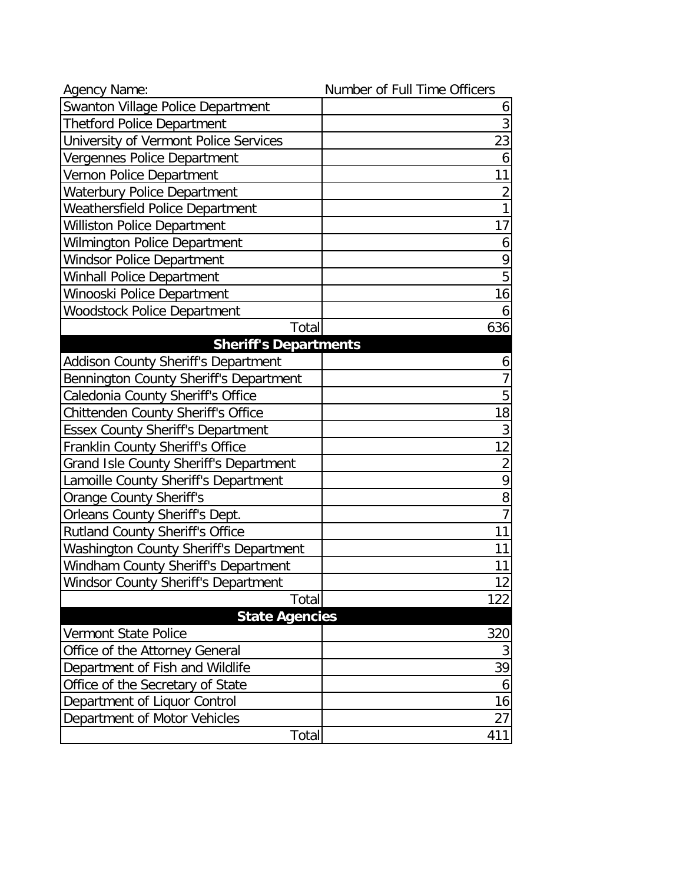| Agency Name: | Number of Full Time Officers |
| --- | --- |
| Swanton Village Police Department | 6 |
| Thetford Police Department | 3 |
| University of Vermont Police Services | 23 |
| Vergennes Police Department | 6 |
| Vernon Police Department | 11 |
| Waterbury Police Department | 2 |
| Weathersfield Police Department | 1 |
| Williston Police Department | 17 |
| Wilmington Police Department | 6 |
| Windsor Police Department | 9 |
| Winhall Police Department | 5 |
| Winooski Police Department | 16 |
| Woodstock Police Department | 6 |
| Total | 636 |
| **Sheriff's Departments** | |
| Addison County Sheriff's Department | 6 |
| Bennington County Sheriff's Department | 7 |
| Caledonia County Sheriff's Office | 5 |
| Chittenden County Sheriff's Office | 18 |
| Essex County Sheriff's Department | 3 |
| Franklin County Sheriff's Office | 12 |
| Grand Isle County Sheriff's Department | 2 |
| Lamoille County Sheriff's Department | 9 |
| Orange County Sheriff's | 8 |
| Orleans County Sheriff's Dept. | 7 |
| Rutland County Sheriff's Office | 11 |
| Washington County Sheriff's Department | 11 |
| Windham County Sheriff's Department | 11 |
| Windsor County Sheriff's Department | 12 |
| Total | 122 |
| **State Agencies** | |
| Vermont State Police | 320 |
| Office of the Attorney General | 3 |
| Department of Fish and Wildlife | 39 |
| Office of the Secretary of State | 6 |
| Department of Liquor Control | 16 |
| Department of Motor Vehicles | 27 |
| Total | 411 |